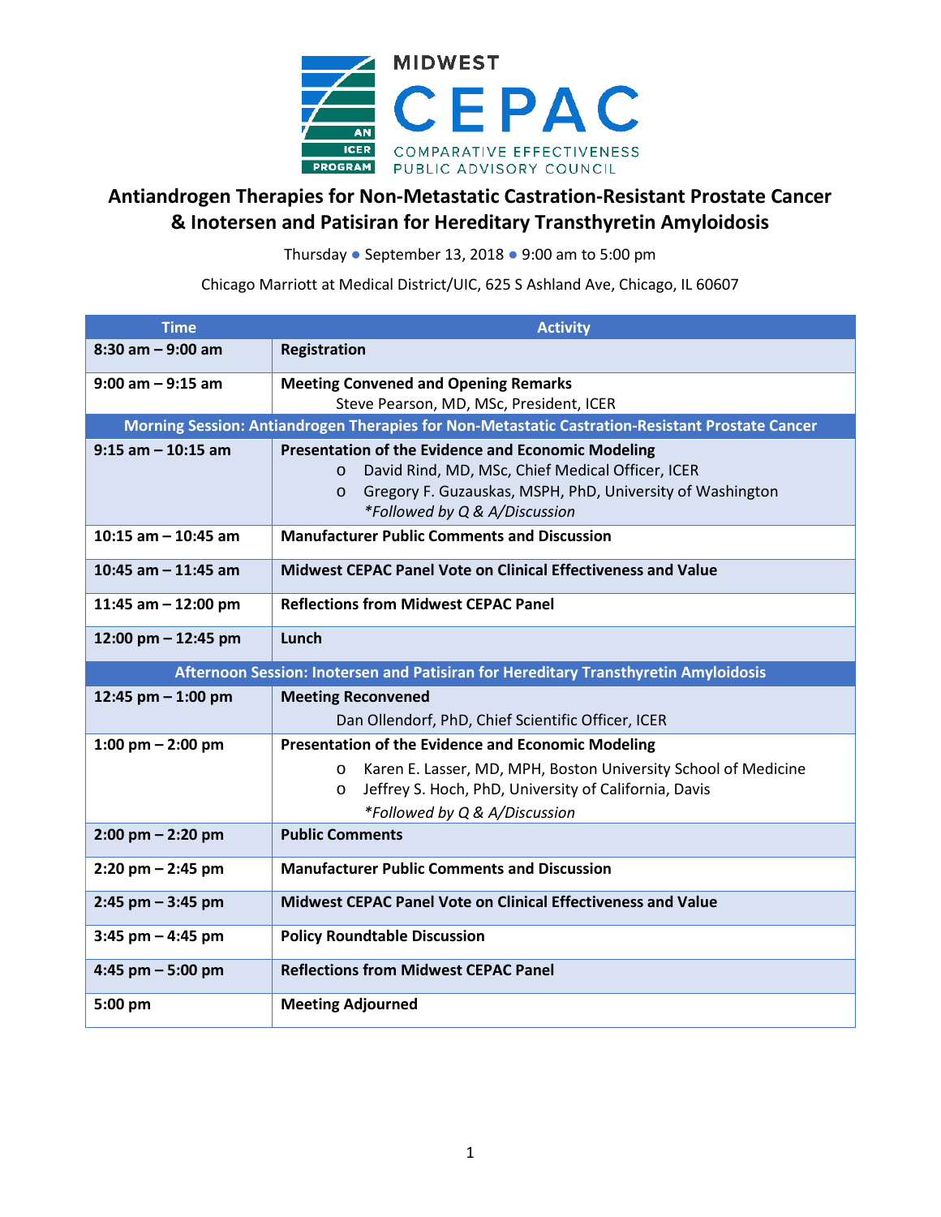MIDWEST CEPAC

AN ICER PROGRAM

COMPARATIVE EFFECTIVENESS PUBLIC ADVISORY COUNCIL

# Antiandrogen Therapies for Non-Metastatic Castration-Resistant Prostate Cancer & Inotersen and Patisiran for Hereditary Transthyretin Amyloidosis

Thursday ● September 13, 2018 ● 9:00 am to 5:00 pm

Chicago Marriott at Medical District/UIC, 625 S Ashland Ave, Chicago, IL 60607

| Time | Activity |
|---|---|
| **8:30 am – 9:00 am** | **Registration** |
| **9:00 am – 9:15 am** | **Meeting Convened and Opening Remarks**<br>Steve Pearson, MD, MSc, President, ICER |
| **Morning Session: Antiandrogen Therapies for Non-Metastatic Castration-Resistant Prostate Cancer** | |
| **9:15 am – 10:15 am** | **Presentation of the Evidence and Economic Modeling**<br>o David Rind, MD, MSc, Chief Medical Officer, ICER<br>o Gregory F. Guzauskas, MSPH, PhD, University of Washington<br>*\*Followed by Q & A/Discussion* |
| **10:15 am – 10:45 am** | **Manufacturer Public Comments and Discussion** |
| **10:45 am – 11:45 am** | **Midwest CEPAC Panel Vote on Clinical Effectiveness and Value** |
| **11:45 am – 12:00 pm** | **Reflections from Midwest CEPAC Panel** |
| **12:00 pm – 12:45 pm** | **Lunch** |
| **Afternoon Session: Inotersen and Patisiran for Hereditary Transthyretin Amyloidosis** | |
| **12:45 pm – 1:00 pm** | **Meeting Reconvened**<br>Dan Ollendorf, PhD, Chief Scientific Officer, ICER |
| **1:00 pm – 2:00 pm** | **Presentation of the Evidence and Economic Modeling**<br>o Karen E. Lasser, MD, MPH, Boston University School of Medicine<br>o Jeffrey S. Hoch, PhD, University of California, Davis<br>*\*Followed by Q & A/Discussion* |
| **2:00 pm – 2:20 pm** | **Public Comments** |
| **2:20 pm – 2:45 pm** | **Manufacturer Public Comments and Discussion** |
| **2:45 pm – 3:45 pm** | **Midwest CEPAC Panel Vote on Clinical Effectiveness and Value** |
| **3:45 pm – 4:45 pm** | **Policy Roundtable Discussion** |
| **4:45 pm – 5:00 pm** | **Reflections from Midwest CEPAC Panel** |
| **5:00 pm** | **Meeting Adjourned** |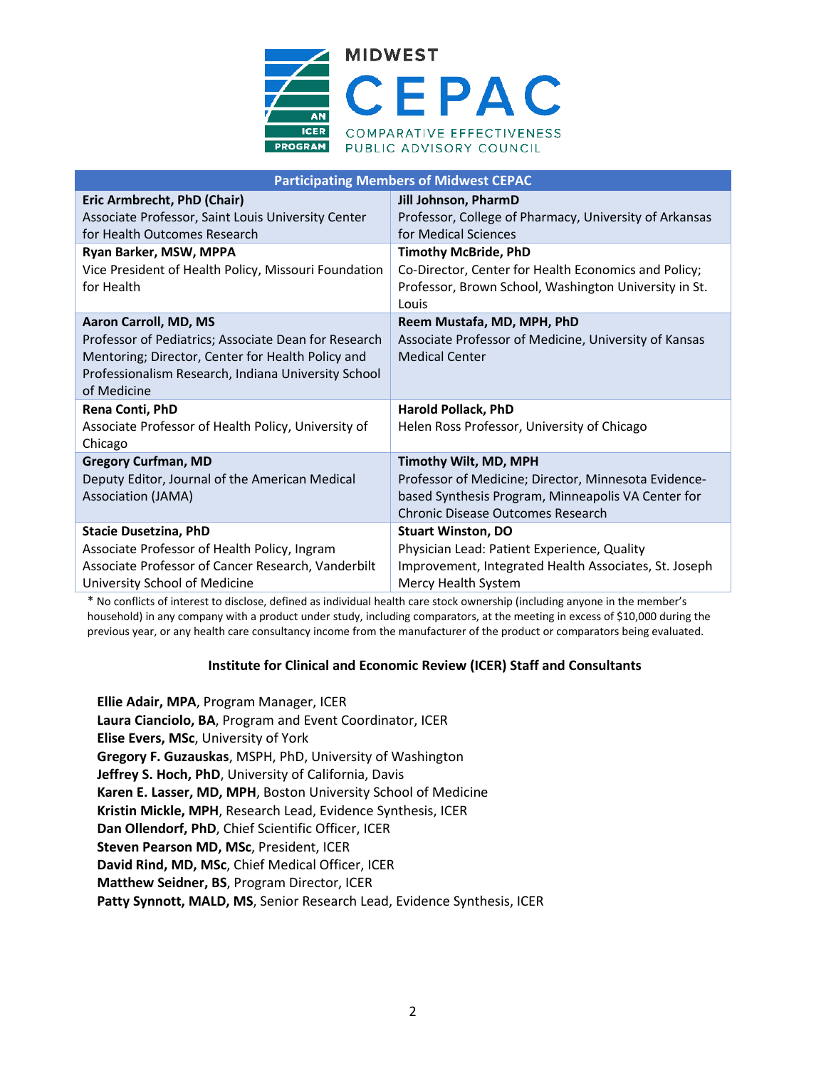MIDWEST CEPAC

AN ICER PROGRAM

COMPARATIVE EFFECTIVENESS PUBLIC ADVISORY COUNCIL

| Participating Members of Midwest CEPAC | |
|---|---|
| **Eric Armbrecht, PhD (Chair)**<br>Associate Professor, Saint Louis University Center for Health Outcomes Research | **Jill Johnson, PharmD**<br>Professor, College of Pharmacy, University of Arkansas for Medical Sciences |
| **Ryan Barker, MSW, MPPA**<br>Vice President of Health Policy, Missouri Foundation for Health | **Timothy McBride, PhD**<br>Co-Director, Center for Health Economics and Policy; Professor, Brown School, Washington University in St. Louis |
| **Aaron Carroll, MD, MS**<br>Professor of Pediatrics; Associate Dean for Research Mentoring; Director, Center for Health Policy and Professionalism Research, Indiana University School of Medicine | **Reem Mustafa, MD, MPH, PhD**<br>Associate Professor of Medicine, University of Kansas Medical Center |
| **Rena Conti, PhD**<br>Associate Professor of Health Policy, University of Chicago | **Harold Pollack, PhD**<br>Helen Ross Professor, University of Chicago |
| **Gregory Curfman, MD**<br>Deputy Editor, Journal of the American Medical Association (JAMA) | **Timothy Wilt, MD, MPH**<br>Professor of Medicine; Director, Minnesota Evidence-based Synthesis Program, Minneapolis VA Center for Chronic Disease Outcomes Research |
| **Stacie Dusetzina, PhD**<br>Associate Professor of Health Policy, Ingram Associate Professor of Cancer Research, Vanderbilt University School of Medicine | **Stuart Winston, DO**<br>Physician Lead: Patient Experience, Quality Improvement, Integrated Health Associates, St. Joseph Mercy Health System |

\* No conflicts of interest to disclose, defined as individual health care stock ownership (including anyone in the member's household) in any company with a product under study, including comparators, at the meeting in excess of $10,000 during the previous year, or any health care consultancy income from the manufacturer of the product or comparators being evaluated.

**Institute for Clinical and Economic Review (ICER) Staff and Consultants**

**Ellie Adair, MPA**, Program Manager, ICER
**Laura Cianciolo, BA**, Program and Event Coordinator, ICER
**Elise Evers, MSc**, University of York
**Gregory F. Guzauskas**, MSPH, PhD, University of Washington
**Jeffrey S. Hoch, PhD**, University of California, Davis
**Karen E. Lasser, MD, MPH**, Boston University School of Medicine
**Kristin Mickle, MPH**, Research Lead, Evidence Synthesis, ICER
**Dan Ollendorf, PhD**, Chief Scientific Officer, ICER
**Steven Pearson MD, MSc**, President, ICER
**David Rind, MD, MSc**, Chief Medical Officer, ICER
**Matthew Seidner, BS**, Program Director, ICER
**Patty Synnott, MALD, MS**, Senior Research Lead, Evidence Synthesis, ICER